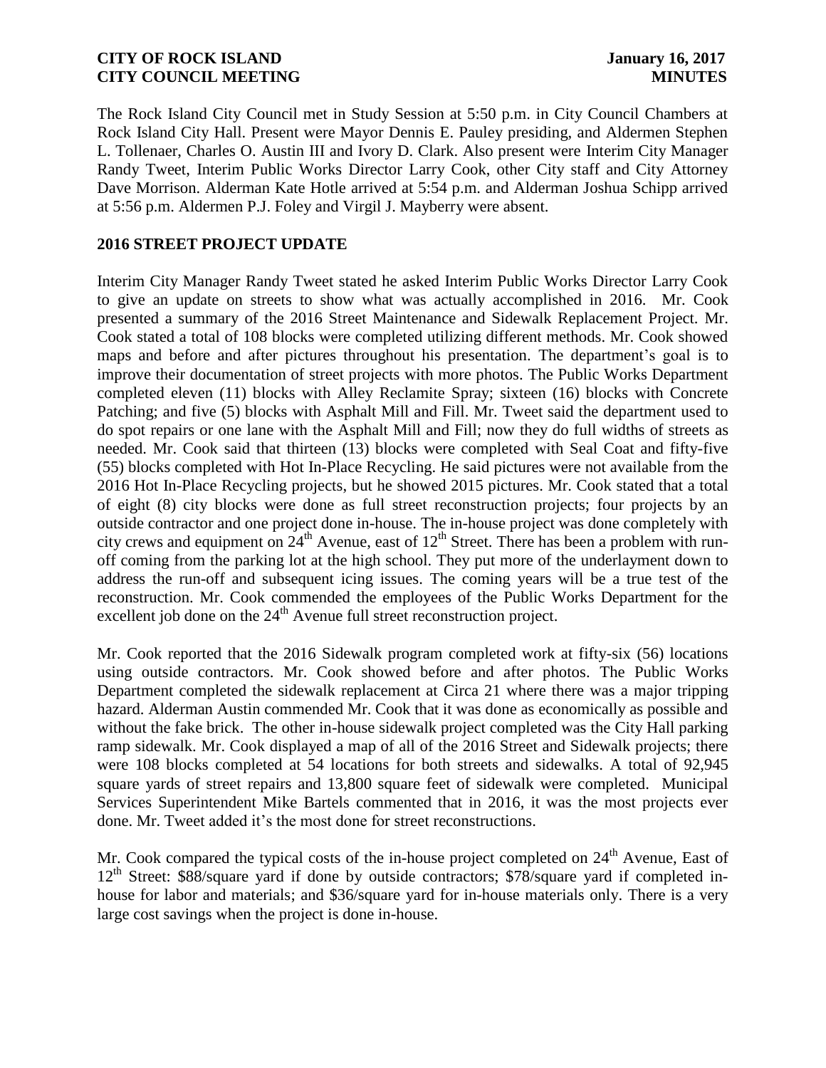**CITY OF ROCK ISLAND** **January 16, 2017**
**CITY COUNCIL MEETING** **MINUTES**

The Rock Island City Council met in Study Session at 5:50 p.m. in City Council Chambers at Rock Island City Hall. Present were Mayor Dennis E. Pauley presiding, and Aldermen Stephen L. Tollenaer, Charles O. Austin III and Ivory D. Clark. Also present were Interim City Manager Randy Tweet, Interim Public Works Director Larry Cook, other City staff and City Attorney Dave Morrison. Alderman Kate Hotle arrived at 5:54 p.m. and Alderman Joshua Schipp arrived at 5:56 p.m. Aldermen P.J. Foley and Virgil J. Mayberry were absent.

## 2016 STREET PROJECT UPDATE

Interim City Manager Randy Tweet stated he asked Interim Public Works Director Larry Cook to give an update on streets to show what was actually accomplished in 2016. Mr. Cook presented a summary of the 2016 Street Maintenance and Sidewalk Replacement Project. Mr. Cook stated a total of 108 blocks were completed utilizing different methods. Mr. Cook showed maps and before and after pictures throughout his presentation. The department's goal is to improve their documentation of street projects with more photos. The Public Works Department completed eleven (11) blocks with Alley Reclamite Spray; sixteen (16) blocks with Concrete Patching; and five (5) blocks with Asphalt Mill and Fill. Mr. Tweet said the department used to do spot repairs or one lane with the Asphalt Mill and Fill; now they do full widths of streets as needed. Mr. Cook said that thirteen (13) blocks were completed with Seal Coat and fifty-five (55) blocks completed with Hot In-Place Recycling. He said pictures were not available from the 2016 Hot In-Place Recycling projects, but he showed 2015 pictures. Mr. Cook stated that a total of eight (8) city blocks were done as full street reconstruction projects; four projects by an outside contractor and one project done in-house. The in-house project was done completely with city crews and equipment on 24th Avenue, east of 12th Street. There has been a problem with run-off coming from the parking lot at the high school. They put more of the underlayment down to address the run-off and subsequent icing issues. The coming years will be a true test of the reconstruction. Mr. Cook commended the employees of the Public Works Department for the excellent job done on the 24th Avenue full street reconstruction project.

Mr. Cook reported that the 2016 Sidewalk program completed work at fifty-six (56) locations using outside contractors. Mr. Cook showed before and after photos. The Public Works Department completed the sidewalk replacement at Circa 21 where there was a major tripping hazard. Alderman Austin commended Mr. Cook that it was done as economically as possible and without the fake brick. The other in-house sidewalk project completed was the City Hall parking ramp sidewalk. Mr. Cook displayed a map of all of the 2016 Street and Sidewalk projects; there were 108 blocks completed at 54 locations for both streets and sidewalks. A total of 92,945 square yards of street repairs and 13,800 square feet of sidewalk were completed. Municipal Services Superintendent Mike Bartels commented that in 2016, it was the most projects ever done. Mr. Tweet added it's the most done for street reconstructions.

Mr. Cook compared the typical costs of the in-house project completed on 24th Avenue, East of 12th Street: $88/square yard if done by outside contractors; $78/square yard if completed in-house for labor and materials; and $36/square yard for in-house materials only. There is a very large cost savings when the project is done in-house.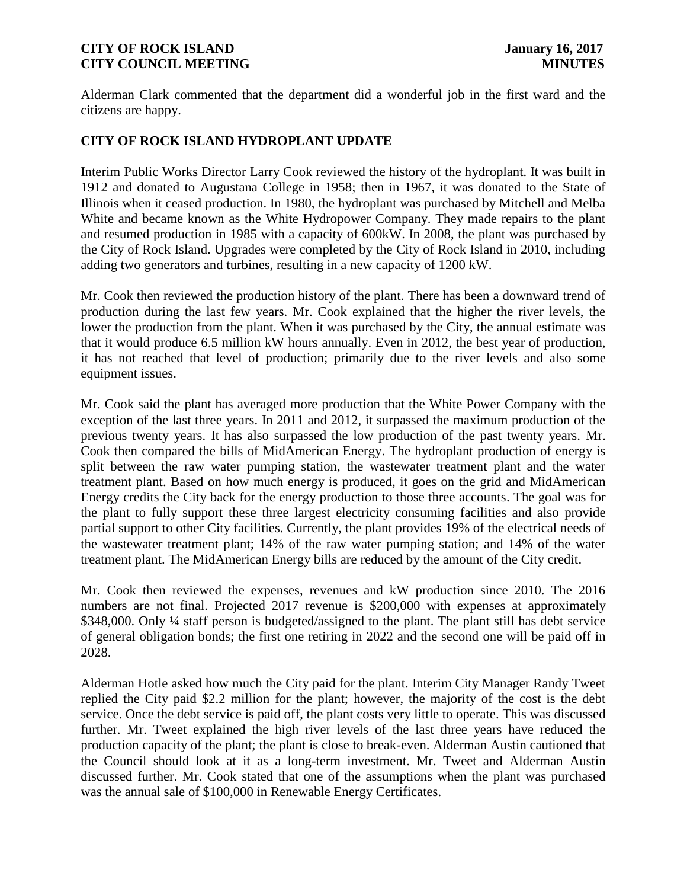Alderman Clark commented that the department did a wonderful job in the first ward and the citizens are happy.

## CITY OF ROCK ISLAND HYDROPLANT UPDATE

Interim Public Works Director Larry Cook reviewed the history of the hydroplant. It was built in 1912 and donated to Augustana College in 1958; then in 1967, it was donated to the State of Illinois when it ceased production. In 1980, the hydroplant was purchased by Mitchell and Melba White and became known as the White Hydropower Company. They made repairs to the plant and resumed production in 1985 with a capacity of 600kW. In 2008, the plant was purchased by the City of Rock Island. Upgrades were completed by the City of Rock Island in 2010, including adding two generators and turbines, resulting in a new capacity of 1200 kW.

Mr. Cook then reviewed the production history of the plant. There has been a downward trend of production during the last few years. Mr. Cook explained that the higher the river levels, the lower the production from the plant. When it was purchased by the City, the annual estimate was that it would produce 6.5 million kW hours annually. Even in 2012, the best year of production, it has not reached that level of production; primarily due to the river levels and also some equipment issues.

Mr. Cook said the plant has averaged more production that the White Power Company with the exception of the last three years. In 2011 and 2012, it surpassed the maximum production of the previous twenty years. It has also surpassed the low production of the past twenty years. Mr. Cook then compared the bills of MidAmerican Energy. The hydroplant production of energy is split between the raw water pumping station, the wastewater treatment plant and the water treatment plant. Based on how much energy is produced, it goes on the grid and MidAmerican Energy credits the City back for the energy production to those three accounts. The goal was for the plant to fully support these three largest electricity consuming facilities and also provide partial support to other City facilities. Currently, the plant provides 19% of the electrical needs of the wastewater treatment plant; 14% of the raw water pumping station; and 14% of the water treatment plant. The MidAmerican Energy bills are reduced by the amount of the City credit.

Mr. Cook then reviewed the expenses, revenues and kW production since 2010. The 2016 numbers are not final. Projected 2017 revenue is $200,000 with expenses at approximately $348,000. Only ¼ staff person is budgeted/assigned to the plant. The plant still has debt service of general obligation bonds; the first one retiring in 2022 and the second one will be paid off in 2028.

Alderman Hotle asked how much the City paid for the plant. Interim City Manager Randy Tweet replied the City paid $2.2 million for the plant; however, the majority of the cost is the debt service. Once the debt service is paid off, the plant costs very little to operate. This was discussed further. Mr. Tweet explained the high river levels of the last three years have reduced the production capacity of the plant; the plant is close to break-even. Alderman Austin cautioned that the Council should look at it as a long-term investment. Mr. Tweet and Alderman Austin discussed further. Mr. Cook stated that one of the assumptions when the plant was purchased was the annual sale of $100,000 in Renewable Energy Certificates.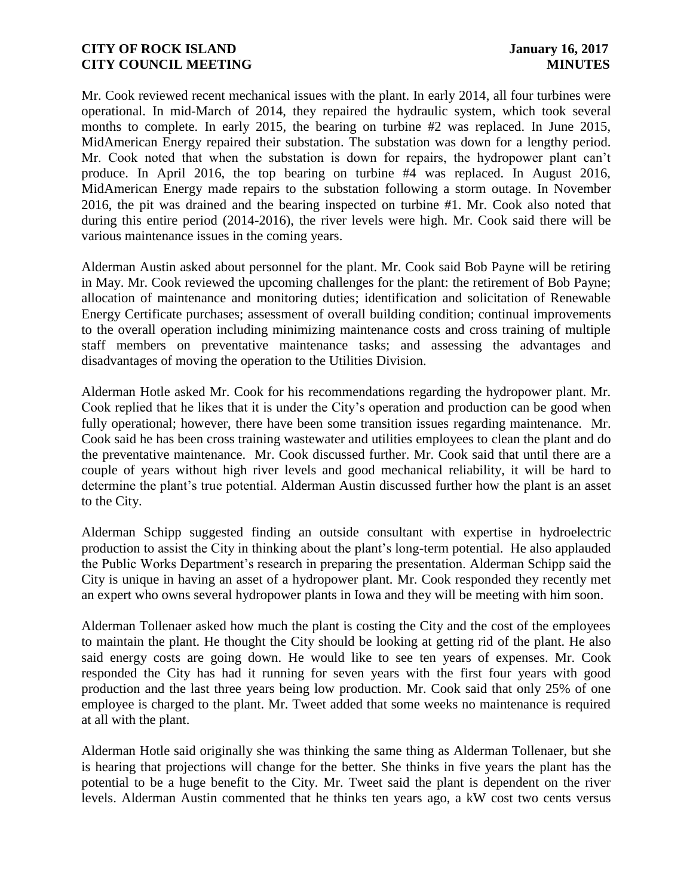Mr. Cook reviewed recent mechanical issues with the plant. In early 2014, all four turbines were operational. In mid-March of 2014, they repaired the hydraulic system, which took several months to complete. In early 2015, the bearing on turbine #2 was replaced. In June 2015, MidAmerican Energy repaired their substation. The substation was down for a lengthy period. Mr. Cook noted that when the substation is down for repairs, the hydropower plant can't produce. In April 2016, the top bearing on turbine #4 was replaced. In August 2016, MidAmerican Energy made repairs to the substation following a storm outage. In November 2016, the pit was drained and the bearing inspected on turbine #1. Mr. Cook also noted that during this entire period (2014-2016), the river levels were high. Mr. Cook said there will be various maintenance issues in the coming years.

Alderman Austin asked about personnel for the plant. Mr. Cook said Bob Payne will be retiring in May. Mr. Cook reviewed the upcoming challenges for the plant: the retirement of Bob Payne; allocation of maintenance and monitoring duties; identification and solicitation of Renewable Energy Certificate purchases; assessment of overall building condition; continual improvements to the overall operation including minimizing maintenance costs and cross training of multiple staff members on preventative maintenance tasks; and assessing the advantages and disadvantages of moving the operation to the Utilities Division.

Alderman Hotle asked Mr. Cook for his recommendations regarding the hydropower plant. Mr. Cook replied that he likes that it is under the City's operation and production can be good when fully operational; however, there have been some transition issues regarding maintenance. Mr. Cook said he has been cross training wastewater and utilities employees to clean the plant and do the preventative maintenance. Mr. Cook discussed further. Mr. Cook said that until there are a couple of years without high river levels and good mechanical reliability, it will be hard to determine the plant's true potential. Alderman Austin discussed further how the plant is an asset to the City.

Alderman Schipp suggested finding an outside consultant with expertise in hydroelectric production to assist the City in thinking about the plant's long-term potential. He also applauded the Public Works Department's research in preparing the presentation. Alderman Schipp said the City is unique in having an asset of a hydropower plant. Mr. Cook responded they recently met an expert who owns several hydropower plants in Iowa and they will be meeting with him soon.

Alderman Tollenaer asked how much the plant is costing the City and the cost of the employees to maintain the plant. He thought the City should be looking at getting rid of the plant. He also said energy costs are going down. He would like to see ten years of expenses. Mr. Cook responded the City has had it running for seven years with the first four years with good production and the last three years being low production. Mr. Cook said that only 25% of one employee is charged to the plant. Mr. Tweet added that some weeks no maintenance is required at all with the plant.

Alderman Hotle said originally she was thinking the same thing as Alderman Tollenaer, but she is hearing that projections will change for the better. She thinks in five years the plant has the potential to be a huge benefit to the City. Mr. Tweet said the plant is dependent on the river levels. Alderman Austin commented that he thinks ten years ago, a kW cost two cents versus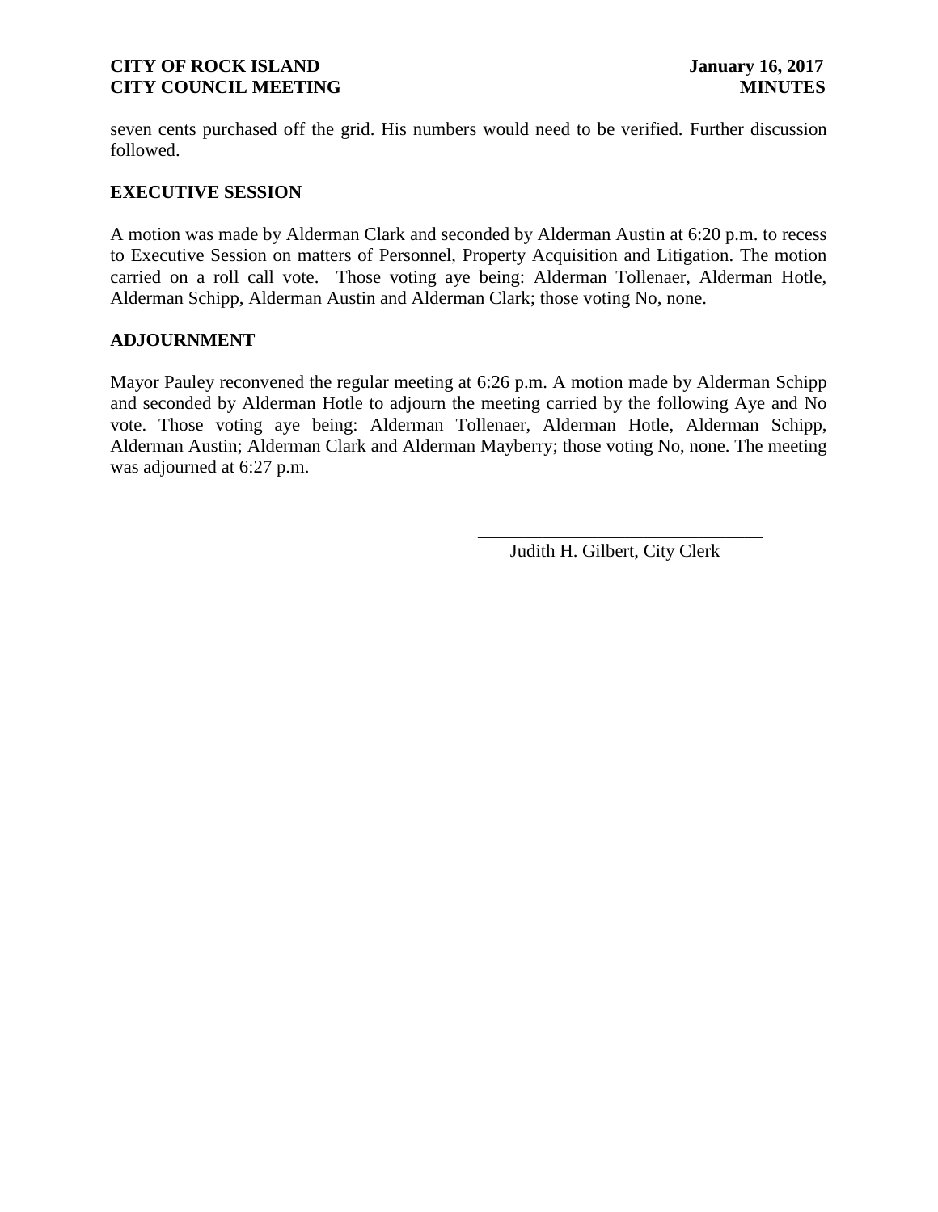seven cents purchased off the grid. His numbers would need to be verified. Further discussion followed.

## EXECUTIVE SESSION

A motion was made by Alderman Clark and seconded by Alderman Austin at 6:20 p.m. to recess to Executive Session on matters of Personnel, Property Acquisition and Litigation. The motion carried on a roll call vote. Those voting aye being: Alderman Tollenaer, Alderman Hotle, Alderman Schipp, Alderman Austin and Alderman Clark; those voting No, none.

## ADJOURNMENT

Mayor Pauley reconvened the regular meeting at 6:26 p.m. A motion made by Alderman Schipp and seconded by Alderman Hotle to adjourn the meeting carried by the following Aye and No vote. Those voting aye being: Alderman Tollenaer, Alderman Hotle, Alderman Schipp, Alderman Austin; Alderman Clark and Alderman Mayberry; those voting No, none. The meeting was adjourned at 6:27 p.m.

\_\_\_\_\_\_\_\_\_\_\_\_\_\_\_\_\_\_\_\_\_\_\_\_\_\_\_\_\_\_\_\_

Judith H. Gilbert, City Clerk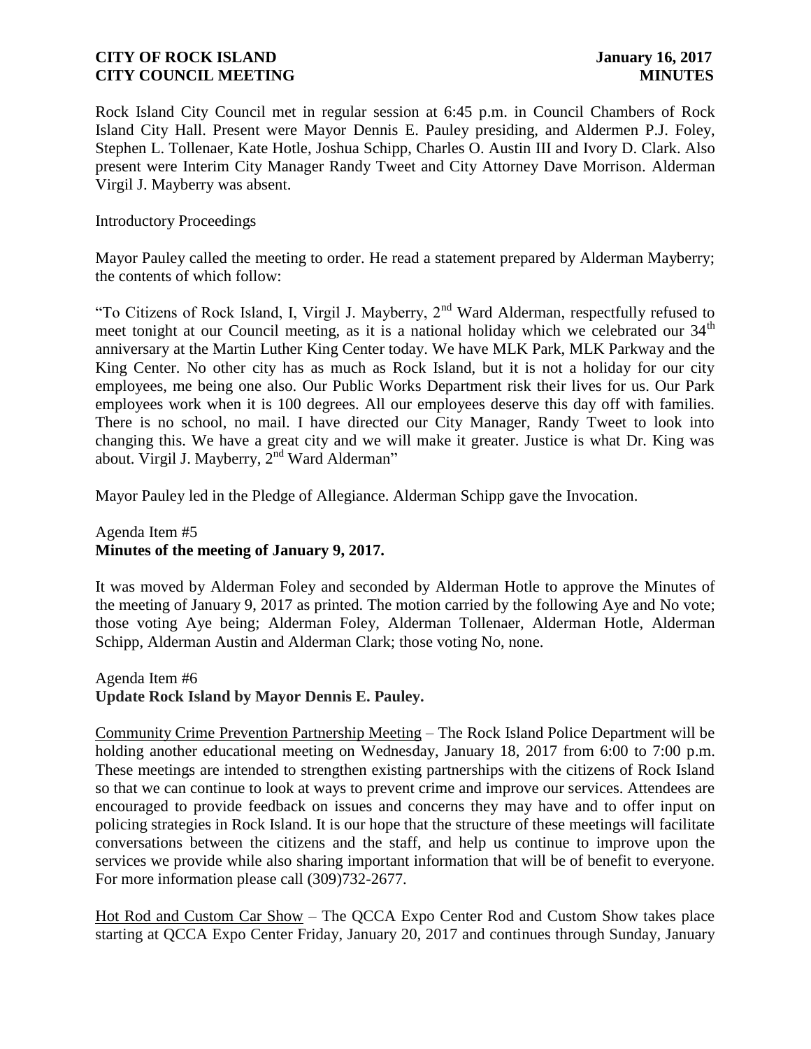Rock Island City Council met in regular session at 6:45 p.m. in Council Chambers of Rock Island City Hall. Present were Mayor Dennis E. Pauley presiding, and Aldermen P.J. Foley, Stephen L. Tollenaer, Kate Hotle, Joshua Schipp, Charles O. Austin III and Ivory D. Clark. Also present were Interim City Manager Randy Tweet and City Attorney Dave Morrison. Alderman Virgil J. Mayberry was absent.

Introductory Proceedings

Mayor Pauley called the meeting to order. He read a statement prepared by Alderman Mayberry; the contents of which follow:

"To Citizens of Rock Island, I, Virgil J. Mayberry, 2nd Ward Alderman, respectfully refused to meet tonight at our Council meeting, as it is a national holiday which we celebrated our 34th anniversary at the Martin Luther King Center today. We have MLK Park, MLK Parkway and the King Center. No other city has as much as Rock Island, but it is not a holiday for our city employees, me being one also. Our Public Works Department risk their lives for us. Our Park employees work when it is 100 degrees. All our employees deserve this day off with families. There is no school, no mail. I have directed our City Manager, Randy Tweet to look into changing this. We have a great city and we will make it greater. Justice is what Dr. King was about. Virgil J. Mayberry, 2nd Ward Alderman"

Mayor Pauley led in the Pledge of Allegiance. Alderman Schipp gave the Invocation.

Agenda Item #5
**Minutes of the meeting of January 9, 2017.**

It was moved by Alderman Foley and seconded by Alderman Hotle to approve the Minutes of the meeting of January 9, 2017 as printed. The motion carried by the following Aye and No vote; those voting Aye being; Alderman Foley, Alderman Tollenaer, Alderman Hotle, Alderman Schipp, Alderman Austin and Alderman Clark; those voting No, none.

Agenda Item #6
**Update Rock Island by Mayor Dennis E. Pauley.**

Community Crime Prevention Partnership Meeting – The Rock Island Police Department will be holding another educational meeting on Wednesday, January 18, 2017 from 6:00 to 7:00 p.m. These meetings are intended to strengthen existing partnerships with the citizens of Rock Island so that we can continue to look at ways to prevent crime and improve our services. Attendees are encouraged to provide feedback on issues and concerns they may have and to offer input on policing strategies in Rock Island. It is our hope that the structure of these meetings will facilitate conversations between the citizens and the staff, and help us continue to improve upon the services we provide while also sharing important information that will be of benefit to everyone. For more information please call (309)732-2677.

Hot Rod and Custom Car Show – The QCCA Expo Center Rod and Custom Show takes place starting at QCCA Expo Center Friday, January 20, 2017 and continues through Sunday, January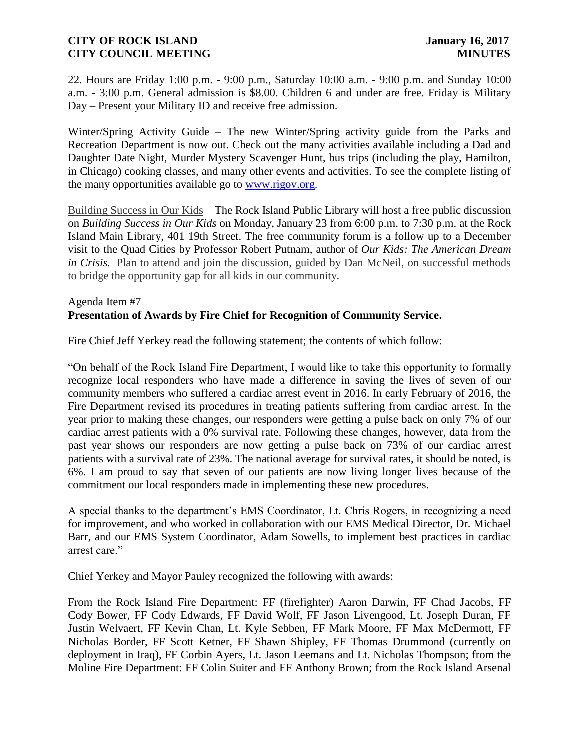22. Hours are Friday 1:00 p.m. - 9:00 p.m., Saturday 10:00 a.m. - 9:00 p.m. and Sunday 10:00 a.m. - 3:00 p.m. General admission is $8.00. Children 6 and under are free. Friday is Military Day – Present your Military ID and receive free admission.

Winter/Spring Activity Guide – The new Winter/Spring activity guide from the Parks and Recreation Department is now out. Check out the many activities available including a Dad and Daughter Date Night, Murder Mystery Scavenger Hunt, bus trips (including the play, Hamilton, in Chicago) cooking classes, and many other events and activities. To see the complete listing of the many opportunities available go to www.rigov.org.

Building Success in Our Kids – The Rock Island Public Library will host a free public discussion on *Building Success in Our Kids* on Monday, January 23 from 6:00 p.m. to 7:30 p.m. at the Rock Island Main Library, 401 19th Street. The free community forum is a follow up to a December visit to the Quad Cities by Professor Robert Putnam, author of *Our Kids: The American Dream in Crisis.* Plan to attend and join the discussion, guided by Dan McNeil, on successful methods to bridge the opportunity gap for all kids in our community.

Agenda Item #7
**Presentation of Awards by Fire Chief for Recognition of Community Service.**

Fire Chief Jeff Yerkey read the following statement; the contents of which follow:

"On behalf of the Rock Island Fire Department, I would like to take this opportunity to formally recognize local responders who have made a difference in saving the lives of seven of our community members who suffered a cardiac arrest event in 2016. In early February of 2016, the Fire Department revised its procedures in treating patients suffering from cardiac arrest. In the year prior to making these changes, our responders were getting a pulse back on only 7% of our cardiac arrest patients with a 0% survival rate. Following these changes, however, data from the past year shows our responders are now getting a pulse back on 73% of our cardiac arrest patients with a survival rate of 23%. The national average for survival rates, it should be noted, is 6%. I am proud to say that seven of our patients are now living longer lives because of the commitment our local responders made in implementing these new procedures.

A special thanks to the department's EMS Coordinator, Lt. Chris Rogers, in recognizing a need for improvement, and who worked in collaboration with our EMS Medical Director, Dr. Michael Barr, and our EMS System Coordinator, Adam Sowells, to implement best practices in cardiac arrest care."

Chief Yerkey and Mayor Pauley recognized the following with awards:

From the Rock Island Fire Department: FF (firefighter) Aaron Darwin, FF Chad Jacobs, FF Cody Bower, FF Cody Edwards, FF David Wolf, FF Jason Livengood, Lt. Joseph Duran, FF Justin Welvaert, FF Kevin Chan, Lt. Kyle Sebben, FF Mark Moore, FF Max McDermott, FF Nicholas Border, FF Scott Ketner, FF Shawn Shipley, FF Thomas Drummond (currently on deployment in Iraq), FF Corbin Ayers, Lt. Jason Leemans and Lt. Nicholas Thompson; from the Moline Fire Department: FF Colin Suiter and FF Anthony Brown; from the Rock Island Arsenal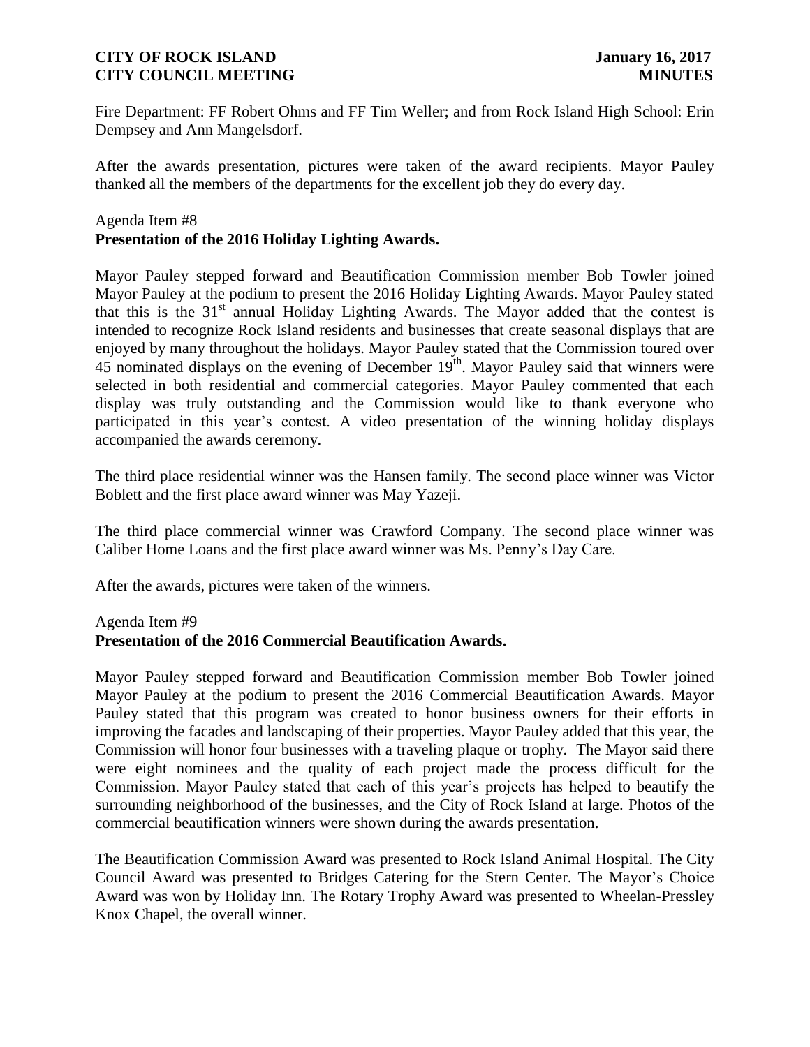Fire Department: FF Robert Ohms and FF Tim Weller; and from Rock Island High School: Erin Dempsey and Ann Mangelsdorf.

After the awards presentation, pictures were taken of the award recipients. Mayor Pauley thanked all the members of the departments for the excellent job they do every day.

Agenda Item #8
**Presentation of the 2016 Holiday Lighting Awards.**

Mayor Pauley stepped forward and Beautification Commission member Bob Towler joined Mayor Pauley at the podium to present the 2016 Holiday Lighting Awards. Mayor Pauley stated that this is the 31st annual Holiday Lighting Awards. The Mayor added that the contest is intended to recognize Rock Island residents and businesses that create seasonal displays that are enjoyed by many throughout the holidays. Mayor Pauley stated that the Commission toured over 45 nominated displays on the evening of December 19th. Mayor Pauley said that winners were selected in both residential and commercial categories. Mayor Pauley commented that each display was truly outstanding and the Commission would like to thank everyone who participated in this year's contest. A video presentation of the winning holiday displays accompanied the awards ceremony.

The third place residential winner was the Hansen family. The second place winner was Victor Boblett and the first place award winner was May Yazeji.

The third place commercial winner was Crawford Company. The second place winner was Caliber Home Loans and the first place award winner was Ms. Penny's Day Care.

After the awards, pictures were taken of the winners.

Agenda Item #9
**Presentation of the 2016 Commercial Beautification Awards.**

Mayor Pauley stepped forward and Beautification Commission member Bob Towler joined Mayor Pauley at the podium to present the 2016 Commercial Beautification Awards. Mayor Pauley stated that this program was created to honor business owners for their efforts in improving the facades and landscaping of their properties. Mayor Pauley added that this year, the Commission will honor four businesses with a traveling plaque or trophy. The Mayor said there were eight nominees and the quality of each project made the process difficult for the Commission. Mayor Pauley stated that each of this year's projects has helped to beautify the surrounding neighborhood of the businesses, and the City of Rock Island at large. Photos of the commercial beautification winners were shown during the awards presentation.

The Beautification Commission Award was presented to Rock Island Animal Hospital. The City Council Award was presented to Bridges Catering for the Stern Center. The Mayor's Choice Award was won by Holiday Inn. The Rotary Trophy Award was presented to Wheelan-Pressley Knox Chapel, the overall winner.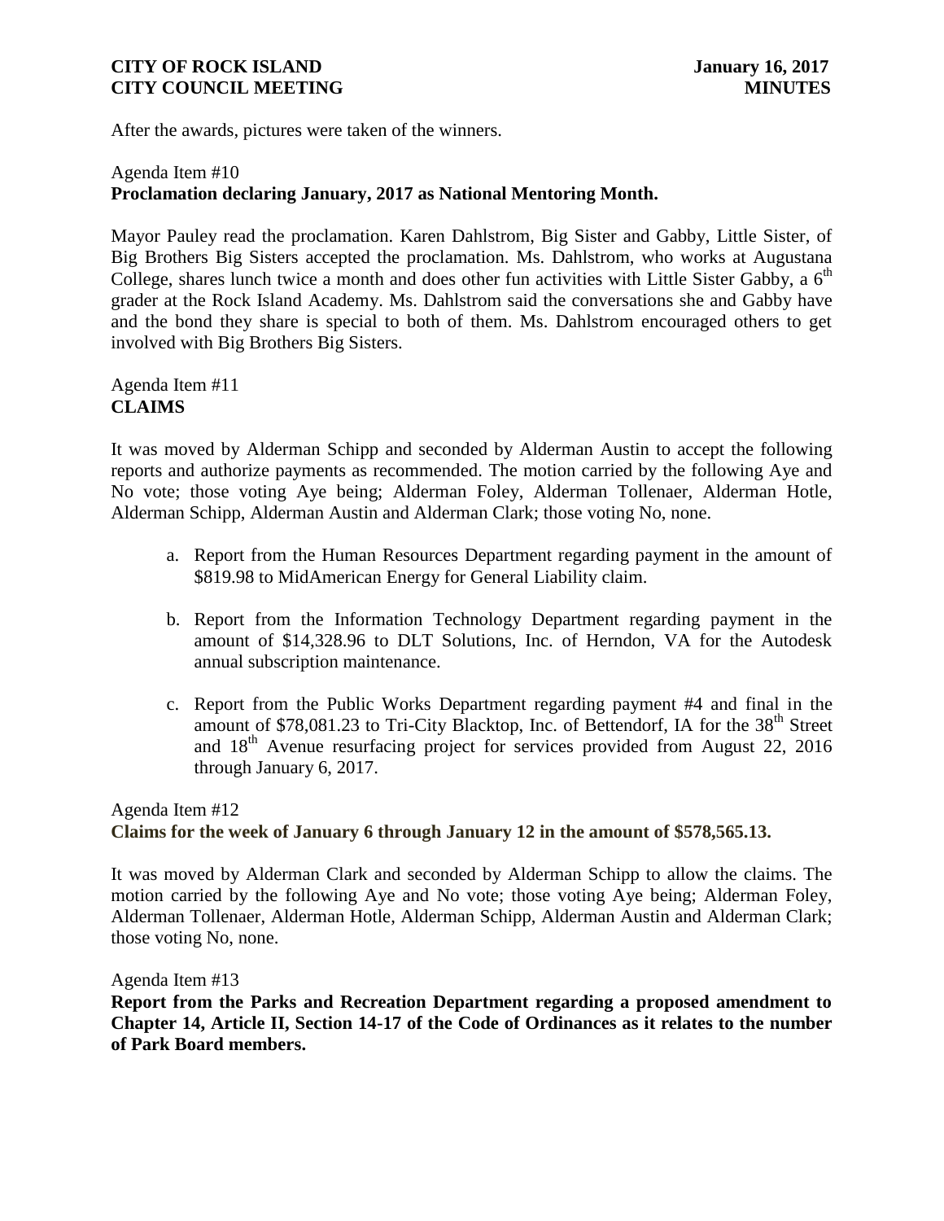After the awards, pictures were taken of the winners.

Agenda Item #10
**Proclamation declaring January, 2017 as National Mentoring Month.**

Mayor Pauley read the proclamation. Karen Dahlstrom, Big Sister and Gabby, Little Sister, of Big Brothers Big Sisters accepted the proclamation. Ms. Dahlstrom, who works at Augustana College, shares lunch twice a month and does other fun activities with Little Sister Gabby, a 6th grader at the Rock Island Academy. Ms. Dahlstrom said the conversations she and Gabby have and the bond they share is special to both of them. Ms. Dahlstrom encouraged others to get involved with Big Brothers Big Sisters.

Agenda Item #11
**CLAIMS**

It was moved by Alderman Schipp and seconded by Alderman Austin to accept the following reports and authorize payments as recommended. The motion carried by the following Aye and No vote; those voting Aye being; Alderman Foley, Alderman Tollenaer, Alderman Hotle, Alderman Schipp, Alderman Austin and Alderman Clark; those voting No, none.

a. Report from the Human Resources Department regarding payment in the amount of $819.98 to MidAmerican Energy for General Liability claim.

b. Report from the Information Technology Department regarding payment in the amount of $14,328.96 to DLT Solutions, Inc. of Herndon, VA for the Autodesk annual subscription maintenance.

c. Report from the Public Works Department regarding payment #4 and final in the amount of $78,081.23 to Tri-City Blacktop, Inc. of Bettendorf, IA for the 38th Street and 18th Avenue resurfacing project for services provided from August 22, 2016 through January 6, 2017.

Agenda Item #12
**Claims for the week of January 6 through January 12 in the amount of $578,565.13.**

It was moved by Alderman Clark and seconded by Alderman Schipp to allow the claims. The motion carried by the following Aye and No vote; those voting Aye being; Alderman Foley, Alderman Tollenaer, Alderman Hotle, Alderman Schipp, Alderman Austin and Alderman Clark; those voting No, none.

Agenda Item #13
**Report from the Parks and Recreation Department regarding a proposed amendment to Chapter 14, Article II, Section 14-17 of the Code of Ordinances as it relates to the number of Park Board members.**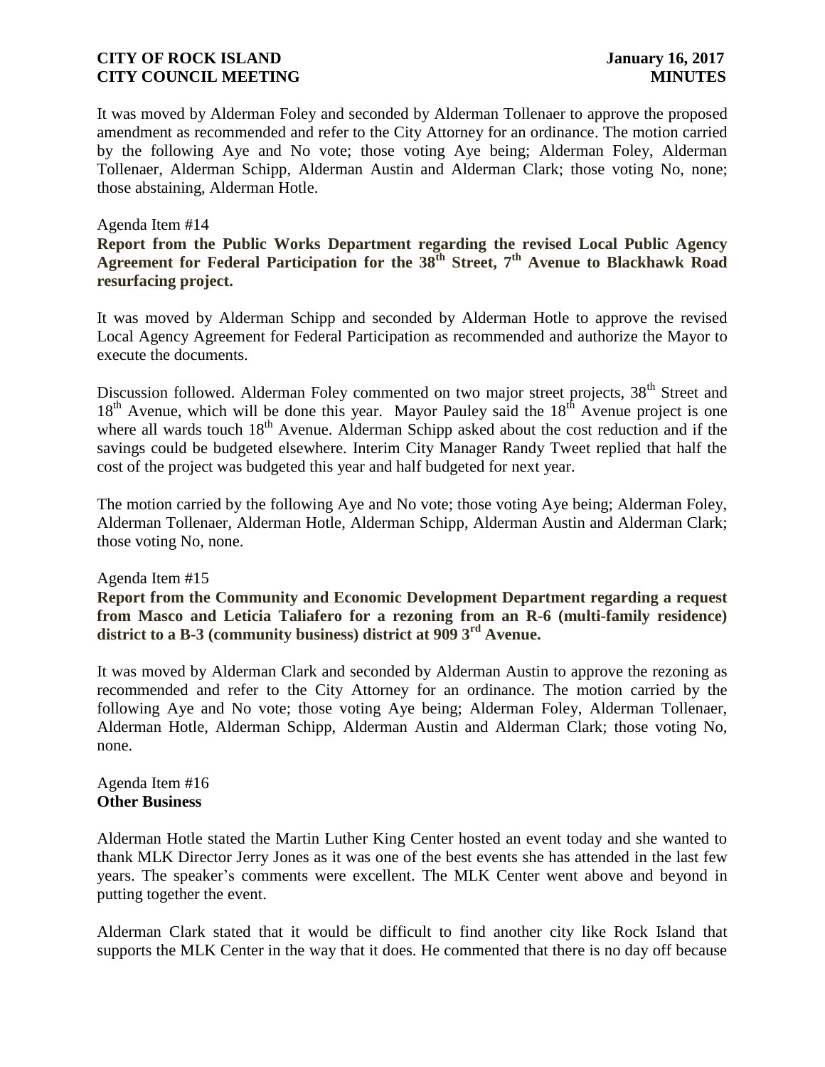It was moved by Alderman Foley and seconded by Alderman Tollenaer to approve the proposed amendment as recommended and refer to the City Attorney for an ordinance. The motion carried by the following Aye and No vote; those voting Aye being; Alderman Foley, Alderman Tollenaer, Alderman Schipp, Alderman Austin and Alderman Clark; those voting No, none; those abstaining, Alderman Hotle.

Agenda Item #14

**Report from the Public Works Department regarding the revised Local Public Agency Agreement for Federal Participation for the 38th Street, 7th Avenue to Blackhawk Road resurfacing project.**

It was moved by Alderman Schipp and seconded by Alderman Hotle to approve the revised Local Agency Agreement for Federal Participation as recommended and authorize the Mayor to execute the documents.

Discussion followed. Alderman Foley commented on two major street projects, 38th Street and 18th Avenue, which will be done this year. Mayor Pauley said the 18th Avenue project is one where all wards touch 18th Avenue. Alderman Schipp asked about the cost reduction and if the savings could be budgeted elsewhere. Interim City Manager Randy Tweet replied that half the cost of the project was budgeted this year and half budgeted for next year.

The motion carried by the following Aye and No vote; those voting Aye being; Alderman Foley, Alderman Tollenaer, Alderman Hotle, Alderman Schipp, Alderman Austin and Alderman Clark; those voting No, none.

Agenda Item #15

**Report from the Community and Economic Development Department regarding a request from Masco and Leticia Taliafero for a rezoning from an R-6 (multi-family residence) district to a B-3 (community business) district at 909 3rd Avenue.**

It was moved by Alderman Clark and seconded by Alderman Austin to approve the rezoning as recommended and refer to the City Attorney for an ordinance. The motion carried by the following Aye and No vote; those voting Aye being; Alderman Foley, Alderman Tollenaer, Alderman Hotle, Alderman Schipp, Alderman Austin and Alderman Clark; those voting No, none.

Agenda Item #16

**Other Business**

Alderman Hotle stated the Martin Luther King Center hosted an event today and she wanted to thank MLK Director Jerry Jones as it was one of the best events she has attended in the last few years. The speaker's comments were excellent. The MLK Center went above and beyond in putting together the event.

Alderman Clark stated that it would be difficult to find another city like Rock Island that supports the MLK Center in the way that it does. He commented that there is no day off because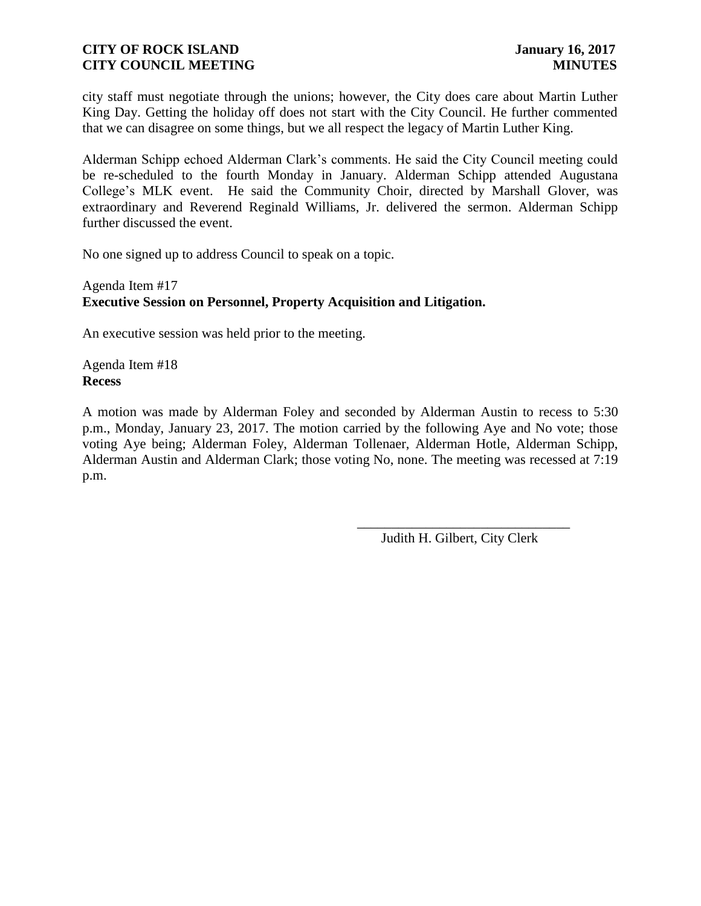city staff must negotiate through the unions; however, the City does care about Martin Luther King Day. Getting the holiday off does not start with the City Council. He further commented that we can disagree on some things, but we all respect the legacy of Martin Luther King.

Alderman Schipp echoed Alderman Clark's comments. He said the City Council meeting could be re-scheduled to the fourth Monday in January. Alderman Schipp attended Augustana College's MLK event. He said the Community Choir, directed by Marshall Glover, was extraordinary and Reverend Reginald Williams, Jr. delivered the sermon. Alderman Schipp further discussed the event.

No one signed up to address Council to speak on a topic.

Agenda Item #17
**Executive Session on Personnel, Property Acquisition and Litigation.**

An executive session was held prior to the meeting.

Agenda Item #18
**Recess**

A motion was made by Alderman Foley and seconded by Alderman Austin to recess to 5:30 p.m., Monday, January 23, 2017. The motion carried by the following Aye and No vote; those voting Aye being; Alderman Foley, Alderman Tollenaer, Alderman Hotle, Alderman Schipp, Alderman Austin and Alderman Clark; those voting No, none. The meeting was recessed at 7:19 p.m.

\_\_\_\_\_\_\_\_\_\_\_\_\_\_\_\_\_\_\_\_\_\_\_\_\_\_\_\_\_\_\_\_

Judith H. Gilbert, City Clerk